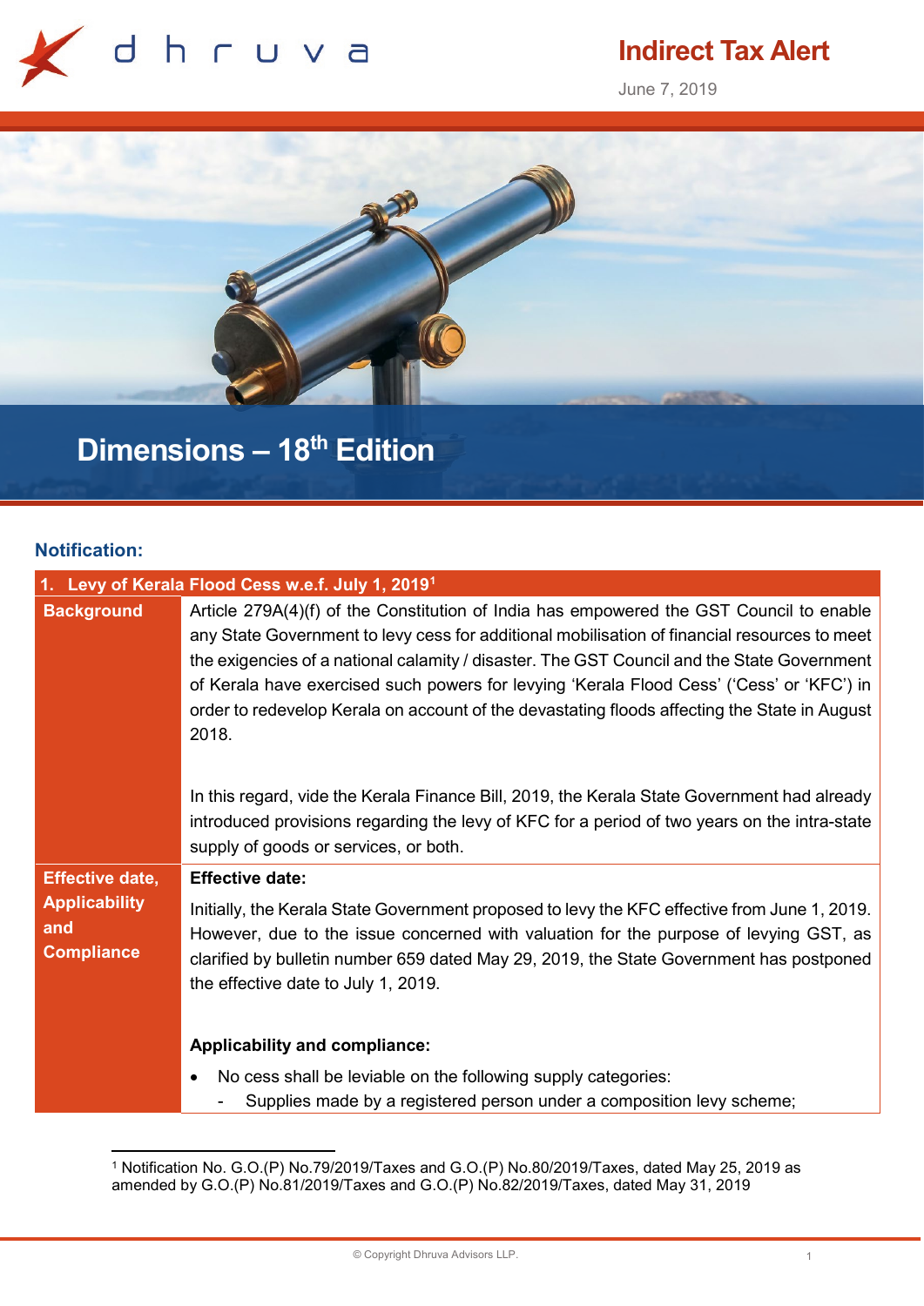# Indirect Tax Alert

June 7, 2019

## Dimensions – 18th Edition

### Notification:

| 1. Levy of Kerala Flood Cess w.e.f. July 1, 2019[1] | |
|---|---|
| **Background** | Article 279A(4)(f) of the Constitution of India has empowered the GST Council to enable any State Government to levy cess for additional mobilisation of financial resources to meet the exigencies of a national calamity / disaster. The GST Council and the State Government of Kerala have exercised such powers for levying 'Kerala Flood Cess' ('Cess' or 'KFC') in order to redevelop Kerala on account of the devastating floods affecting the State in August 2018.<br><br>In this regard, vide the Kerala Finance Bill, 2019, the Kerala State Government had already introduced provisions regarding the levy of KFC for a period of two years on the intra-state supply of goods or services, or both. |
| **Effective date, Applicability and Compliance** | **Effective date:**<br>Initially, the Kerala State Government proposed to levy the KFC effective from June 1, 2019. However, due to the issue concerned with valuation for the purpose of levying GST, as clarified by bulletin number 659 dated May 29, 2019, the State Government has postponed the effective date to July 1, 2019.<br><br>**Applicability and compliance:**<br>• No cess shall be leviable on the following supply categories:<br>&nbsp;&nbsp;- Supplies made by a registered person under a composition levy scheme; |

[1] Notification No. G.O.(P) No.79/2019/Taxes and G.O.(P) No.80/2019/Taxes, dated May 25, 2019 as amended by G.O.(P) No.81/2019/Taxes and G.O.(P) No.82/2019/Taxes, dated May 31, 2019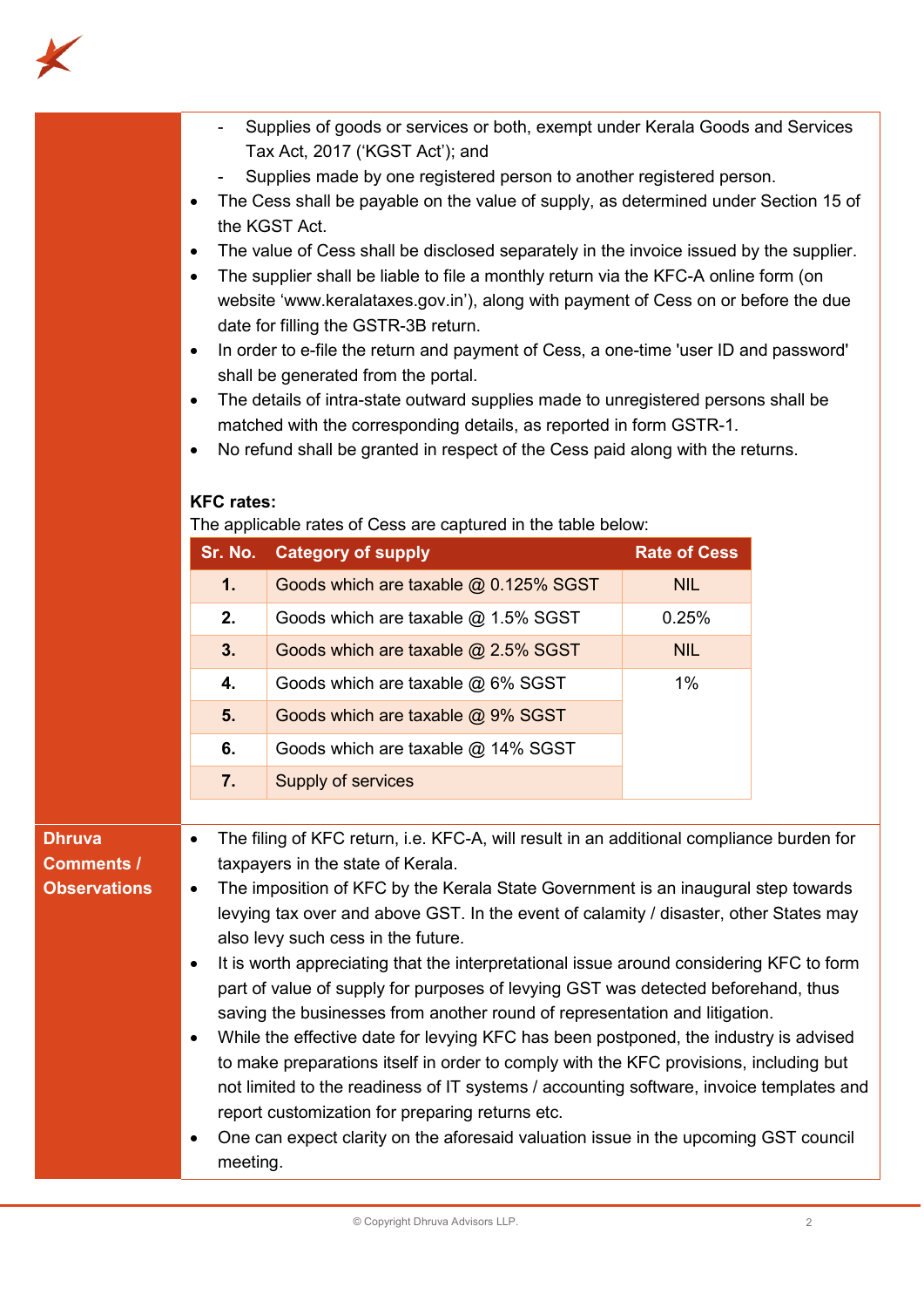- Supplies of goods or services or both, exempt under Kerala Goods and Services Tax Act, 2017 ('KGST Act'); and
- Supplies made by one registered person to another registered person.

- The Cess shall be payable on the value of supply, as determined under Section 15 of the KGST Act.
- The value of Cess shall be disclosed separately in the invoice issued by the supplier.
- The supplier shall be liable to file a monthly return via the KFC-A online form (on website 'www.keralataxes.gov.in'), along with payment of Cess on or before the due date for filling the GSTR-3B return.
- In order to e-file the return and payment of Cess, a one-time 'user ID and password' shall be generated from the portal.
- The details of intra-state outward supplies made to unregistered persons shall be matched with the corresponding details, as reported in form GSTR-1.
- No refund shall be granted in respect of the Cess paid along with the returns.

**KFC rates:**

The applicable rates of Cess are captured in the table below:

| Sr. No. | Category of supply | Rate of Cess |
|---|---|---|
| 1. | Goods which are taxable @ 0.125% SGST | NIL |
| 2. | Goods which are taxable @ 1.5% SGST | 0.25% |
| 3. | Goods which are taxable @ 2.5% SGST | NIL |
| 4. | Goods which are taxable @ 6% SGST | 1% |
| 5. | Goods which are taxable @ 9% SGST | |
| 6. | Goods which are taxable @ 14% SGST | |
| 7. | Supply of services | |

**Dhruva Comments / Observations**

- The filing of KFC return, i.e. KFC-A, will result in an additional compliance burden for taxpayers in the state of Kerala.
- The imposition of KFC by the Kerala State Government is an inaugural step towards levying tax over and above GST. In the event of calamity / disaster, other States may also levy such cess in the future.
- It is worth appreciating that the interpretational issue around considering KFC to form part of value of supply for purposes of levying GST was detected beforehand, thus saving the businesses from another round of representation and litigation.
- While the effective date for levying KFC has been postponed, the industry is advised to make preparations itself in order to comply with the KFC provisions, including but not limited to the readiness of IT systems / accounting software, invoice templates and report customization for preparing returns etc.
- One can expect clarity on the aforesaid valuation issue in the upcoming GST council meeting.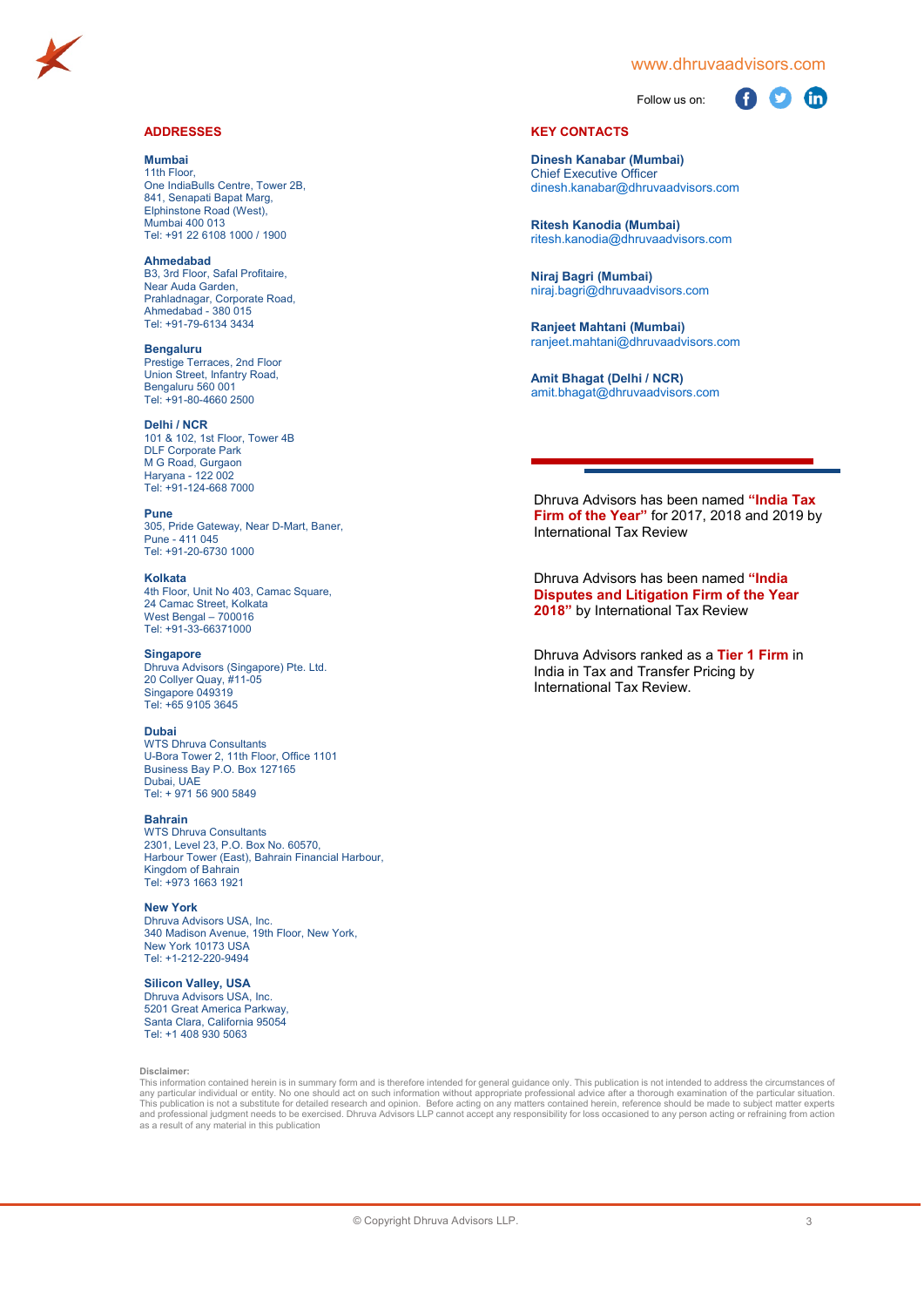www.dhruvaadvisors.com

Follow us on:

## ADDRESSES

**Mumbai**
11th Floor,
One IndiaBulls Centre, Tower 2B,
841, Senapati Bapat Marg,
Elphinstone Road (West),
Mumbai 400 013
Tel: +91 22 6108 1000 / 1900

**Ahmedabad**
B3, 3rd Floor, Safal Profitaire,
Near Auda Garden,
Prahladnagar, Corporate Road,
Ahmedabad - 380 015
Tel: +91-79-6134 3434

**Bengaluru**
Prestige Terraces, 2nd Floor
Union Street, Infantry Road,
Bengaluru 560 001
Tel: +91-80-4660 2500

**Delhi / NCR**
101 & 102, 1st Floor, Tower 4B
DLF Corporate Park
M G Road, Gurgaon
Haryana - 122 002
Tel: +91-124-668 7000

**Pune**
305, Pride Gateway, Near D-Mart, Baner,
Pune - 411 045
Tel: +91-20-6730 1000

**Kolkata**
4th Floor, Unit No 403, Camac Square,
24 Camac Street, Kolkata
West Bengal – 700016
Tel: +91-33-66371000

**Singapore**
Dhruva Advisors (Singapore) Pte. Ltd.
20 Collyer Quay, #11-05
Singapore 049319
Tel: +65 9105 3645

**Dubai**
WTS Dhruva Consultants
U-Bora Tower 2, 11th Floor, Office 1101
Business Bay P.O. Box 127165
Dubai, UAE
Tel: + 971 56 900 5849

**Bahrain**
WTS Dhruva Consultants
2301, Level 23, P.O. Box No. 60570,
Harbour Tower (East), Bahrain Financial Harbour,
Kingdom of Bahrain
Tel: +973 1663 1921

**New York**
Dhruva Advisors USA, Inc.
340 Madison Avenue, 19th Floor, New York,
New York 10173 USA
Tel: +1-212-220-9494

**Silicon Valley, USA**
Dhruva Advisors USA, Inc.
5201 Great America Parkway,
Santa Clara, California 95054
Tel: +1 408 930 5063

## KEY CONTACTS

**Dinesh Kanabar (Mumbai)**
Chief Executive Officer
dinesh.kanabar@dhruvaadvisors.com

**Ritesh Kanodia (Mumbai)**
ritesh.kanodia@dhruvaadvisors.com

**Niraj Bagri (Mumbai)**
niraj.bagri@dhruvaadvisors.com

**Ranjeet Mahtani (Mumbai)**
ranjeet.mahtani@dhruvaadvisors.com

**Amit Bhagat (Delhi / NCR)**
amit.bhagat@dhruvaadvisors.com

Dhruva Advisors has been named **"India Tax Firm of the Year"** for 2017, 2018 and 2019 by International Tax Review

Dhruva Advisors has been named **"India Disputes and Litigation Firm of the Year 2018"** by International Tax Review

Dhruva Advisors ranked as a **Tier 1 Firm** in India in Tax and Transfer Pricing by International Tax Review.

**Disclaimer:**
This information contained herein is in summary form and is therefore intended for general guidance only. This publication is not intended to address the circumstances of any particular individual or entity. No one should act on such information without appropriate professional advice after a thorough examination of the particular situation. This publication is not a substitute for detailed research and opinion. Before acting on any matters contained herein, reference should be made to subject matter experts and professional judgment needs to be exercised. Dhruva Advisors LLP cannot accept any responsibility for loss occasioned to any person acting or refraining from action as a result of any material in this publication

© Copyright Dhruva Advisors LLP.